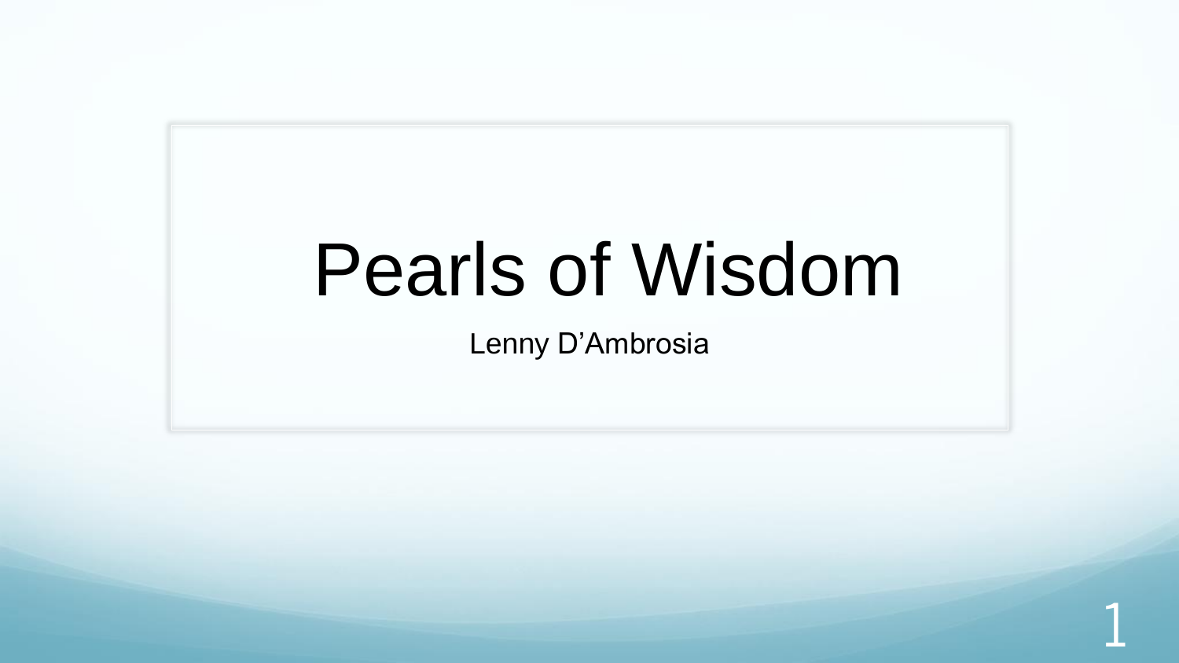# Pearls of Wisdom

Lenny D'Ambrosia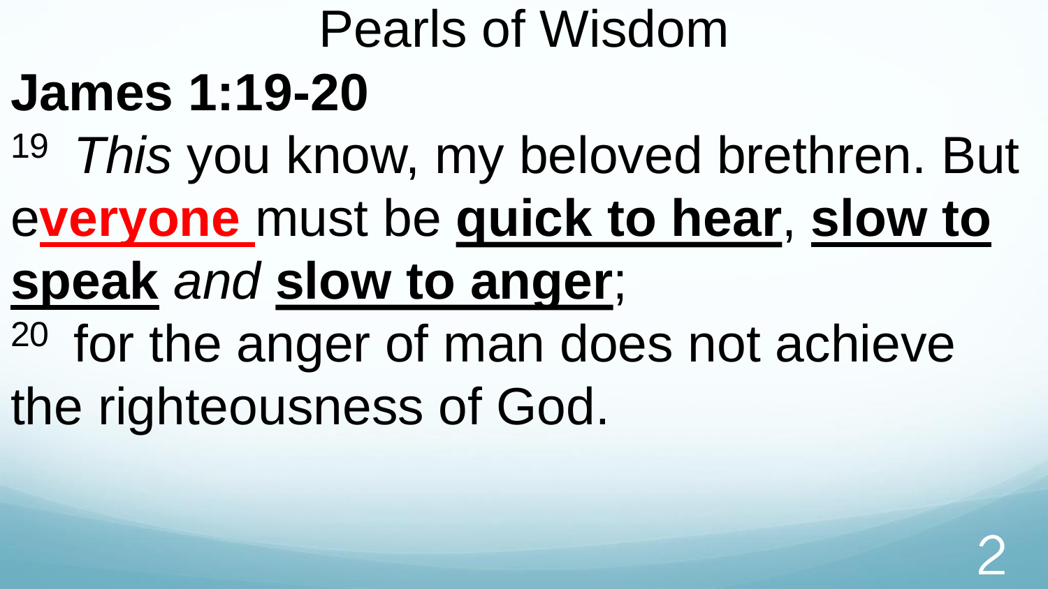# Pearls of Wisdom

## James 1:19-20

[19] *This* you know, my beloved brethren. But e**<u>veryone</u>** must be **<u>quick to hear</u>**, **<u>slow to speak</u>** *and* **<u>slow to anger</u>**;

[20] for the anger of man does not achieve the righteousness of God.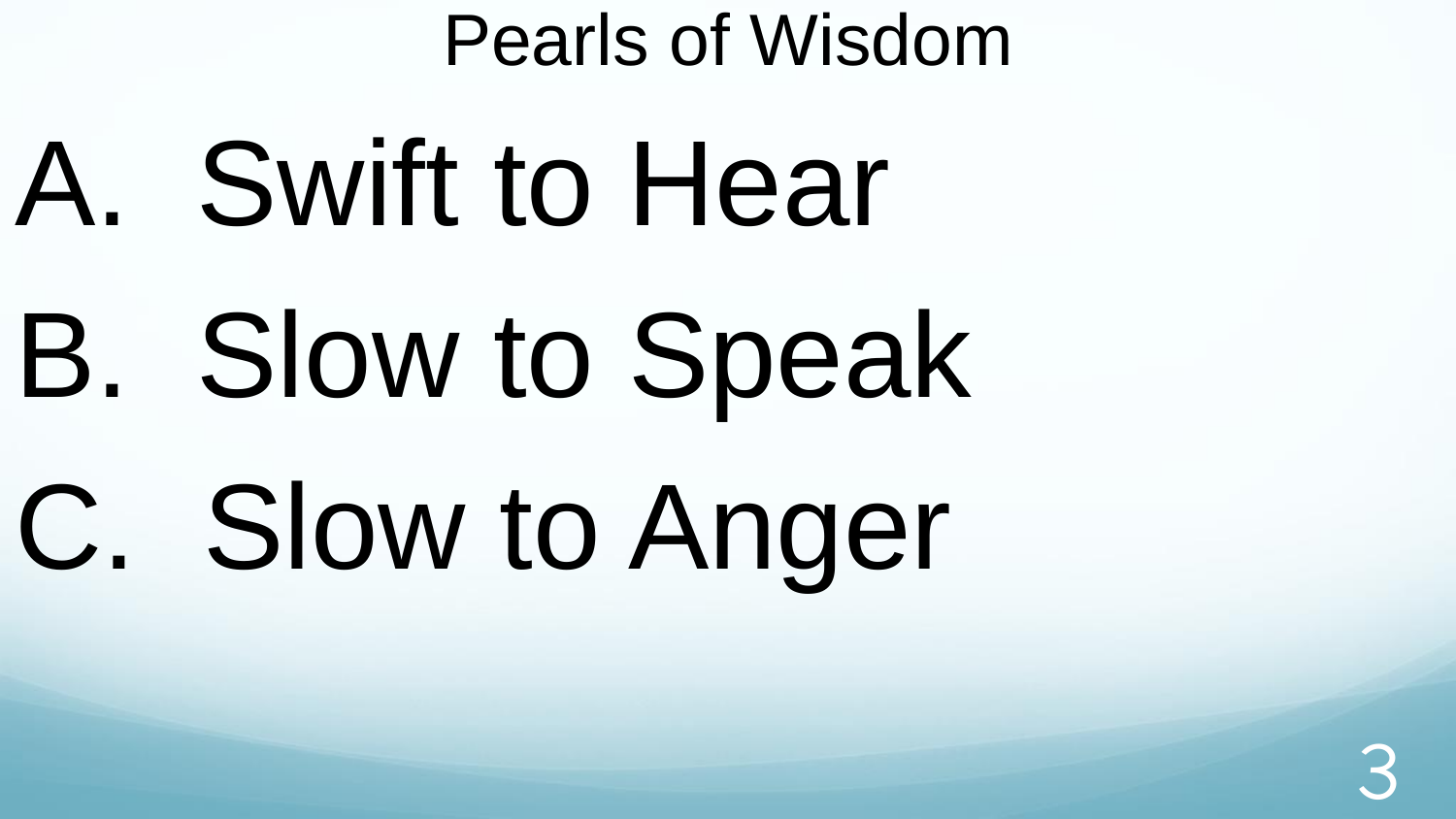# Pearls of Wisdom

A. Swift to Hear

B. Slow to Speak

C. Slow to Anger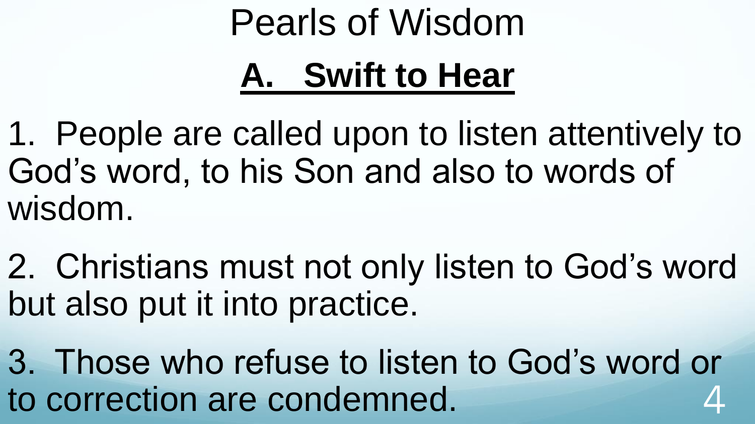# Pearls of Wisdom

## A. Swift to Hear

1. People are called upon to listen attentively to God's word, to his Son and also to words of wisdom.

2. Christians must not only listen to God's word but also put it into practice.

3. Those who refuse to listen to God's word or to correction are condemned.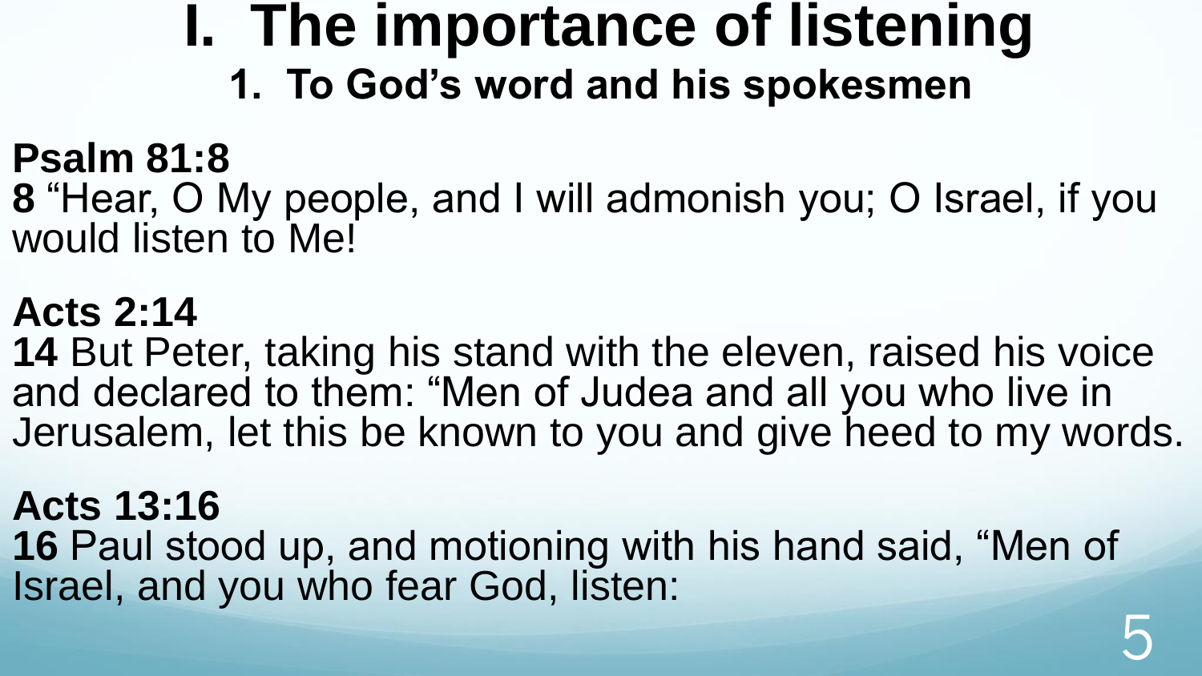# I. The importance of listening

## 1. To God's word and his spokesmen

**Psalm 81:8**
**8** "Hear, O My people, and I will admonish you; O Israel, if you would listen to Me!

**Acts 2:14**
**14** But Peter, taking his stand with the eleven, raised his voice and declared to them: "Men of Judea and all you who live in Jerusalem, let this be known to you and give heed to my words.

**Acts 13:16**
**16** Paul stood up, and motioning with his hand said, "Men of Israel, and you who fear God, listen: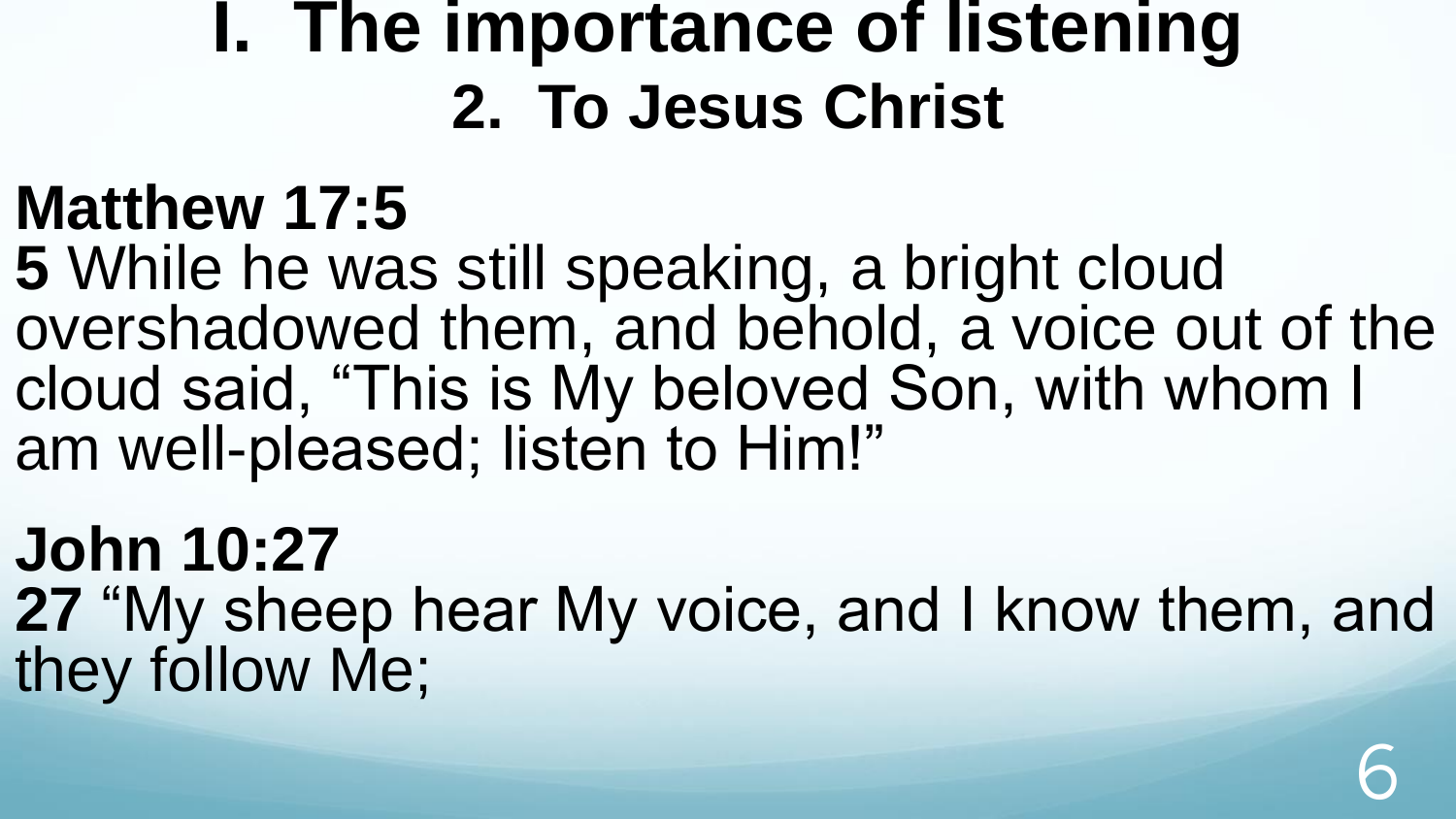# I. The importance of listening

## 2. To Jesus Christ

**Matthew 17:5**

**5** While he was still speaking, a bright cloud overshadowed them, and behold, a voice out of the cloud said, “This is My beloved Son, with whom I am well-pleased; listen to Him!”

**John 10:27**

**27** “My sheep hear My voice, and I know them, and they follow Me;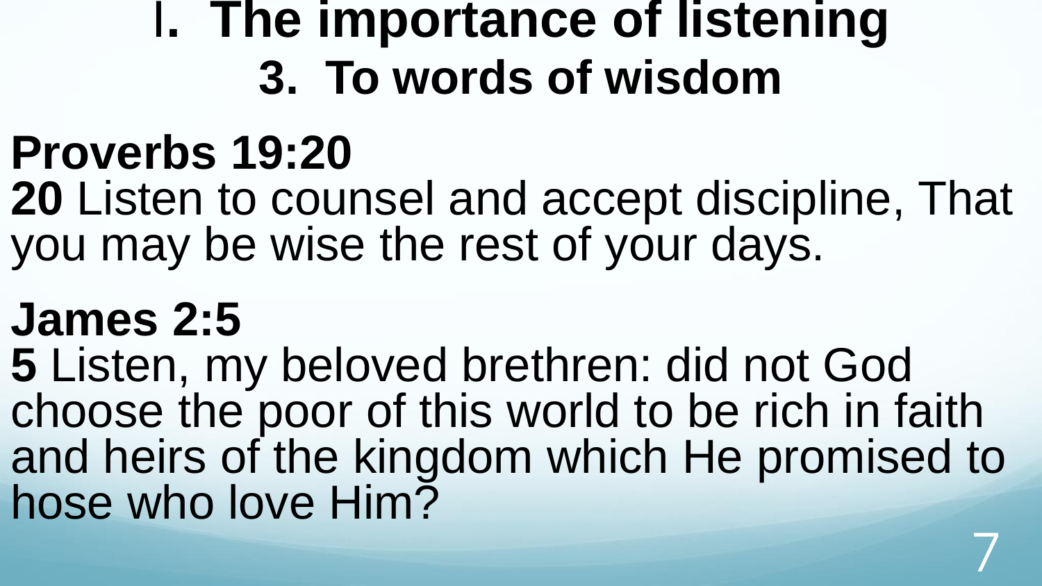# I. The importance of listening

## 3. To words of wisdom

**Proverbs 19:20**

**20** Listen to counsel and accept discipline, That you may be wise the rest of your days.

**James 2:5**

**5** Listen, my beloved brethren: did not God choose the poor of this world to be rich in faith and heirs of the kingdom which He promised to hose who love Him?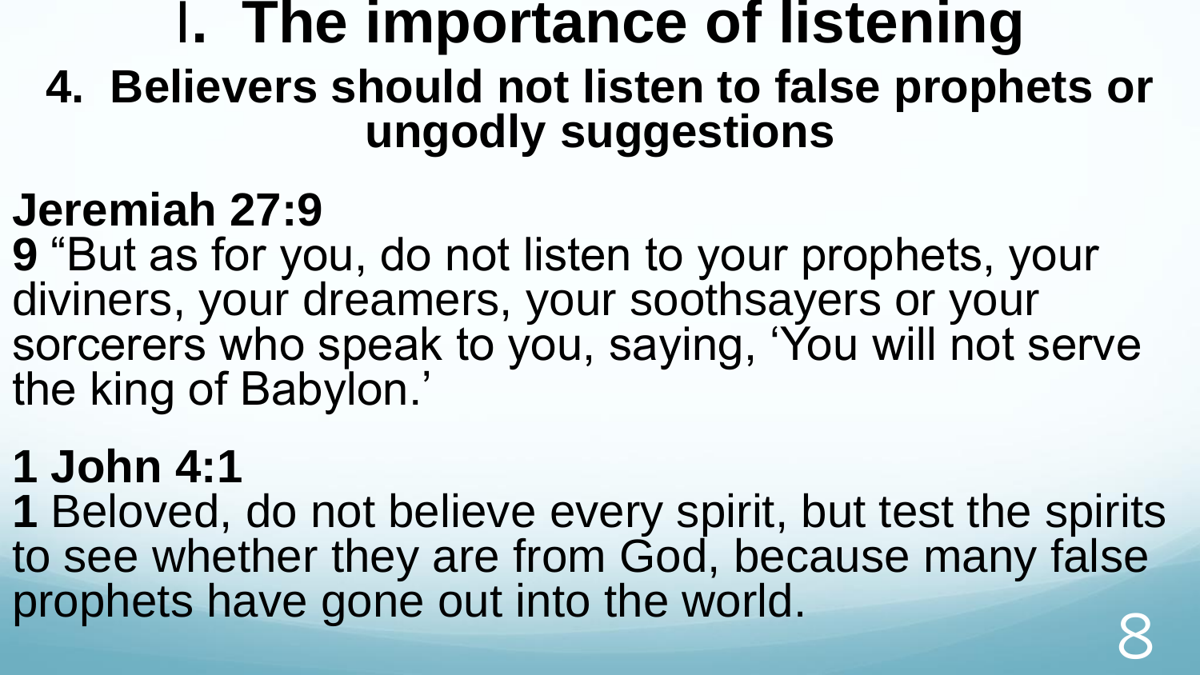# I. The importance of listening

## 4. Believers should not listen to false prophets or ungodly suggestions

**Jeremiah 27:9**

**9** “But as for you, do not listen to your prophets, your diviners, your dreamers, your soothsayers or your sorcerers who speak to you, saying, ‘You will not serve the king of Babylon.’

**1 John 4:1**

**1** Beloved, do not believe every spirit, but test the spirits to see whether they are from God, because many false prophets have gone out into the world.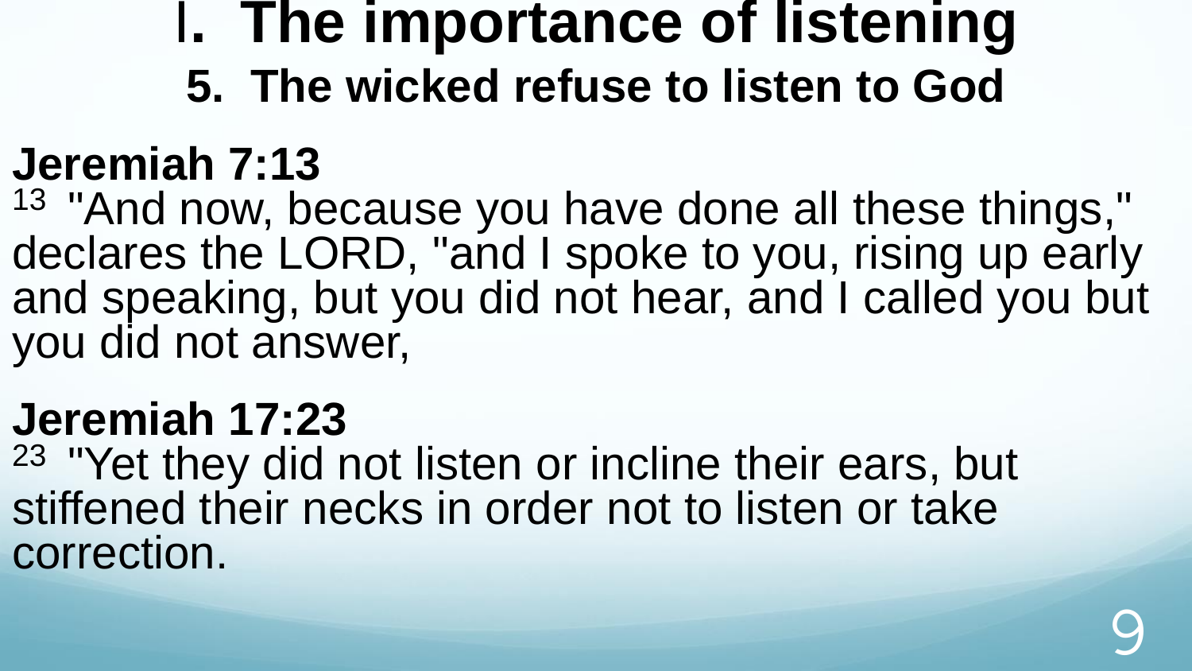# I. The importance of listening

## 5. The wicked refuse to listen to God

**Jeremiah 7:13**

13 "And now, because you have done all these things," declares the LORD, "and I spoke to you, rising up early and speaking, but you did not hear, and I called you but you did not answer,

**Jeremiah 17:23**

23 "Yet they did not listen or incline their ears, but stiffened their necks in order not to listen or take correction.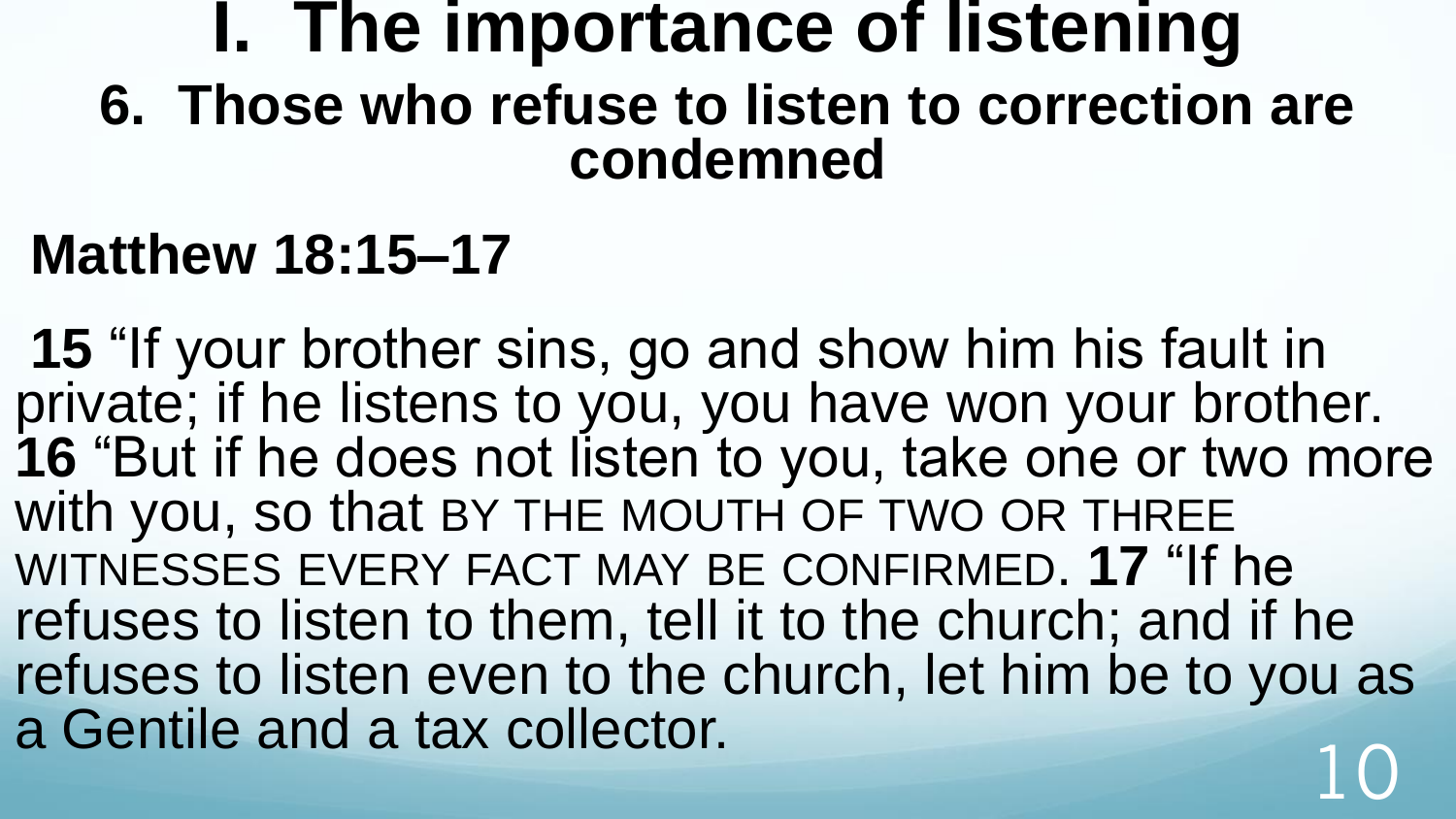# I. The importance of listening

## 6. Those who refuse to listen to correction are condemned

**Matthew 18:15–17**

**15** “If your brother sins, go and show him his fault in private; if he listens to you, you have won your brother. **16** “But if he does not listen to you, take one or two more with you, so that BY THE MOUTH OF TWO OR THREE WITNESSES EVERY FACT MAY BE CONFIRMED. **17** “If he refuses to listen to them, tell it to the church; and if he refuses to listen even to the church, let him be to you as a Gentile and a tax collector.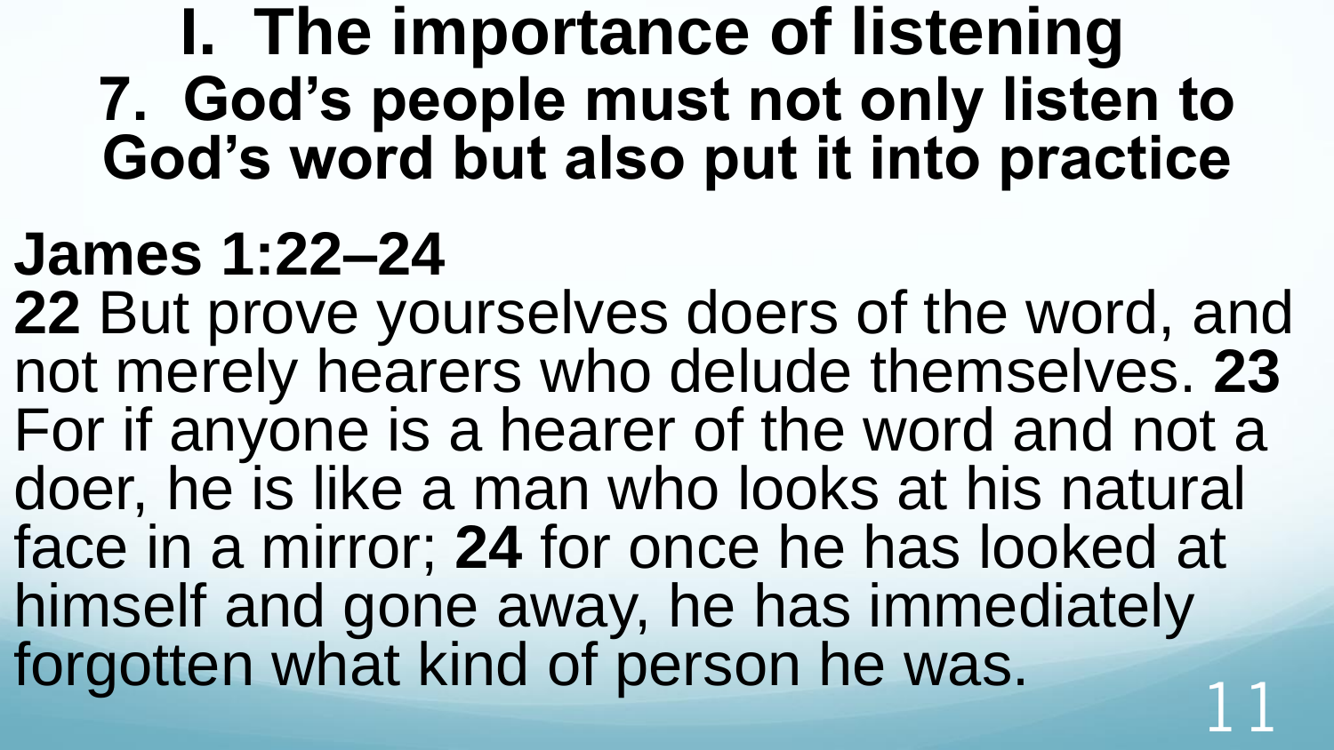# I. The importance of listening

## 7. God's people must not only listen to God's word but also put it into practice

**James 1:22–24**

**22** But prove yourselves doers of the word, and not merely hearers who delude themselves. **23** For if anyone is a hearer of the word and not a doer, he is like a man who looks at his natural face in a mirror; **24** for once he has looked at himself and gone away, he has immediately forgotten what kind of person he was.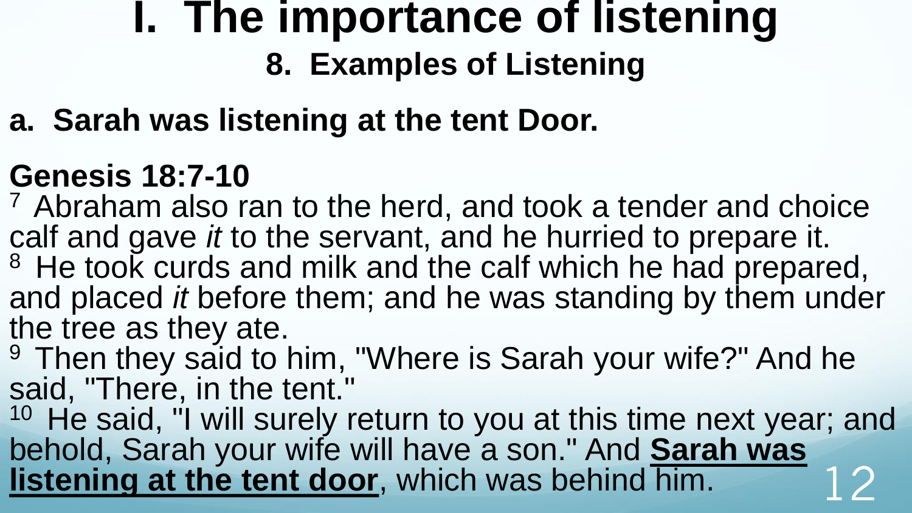# I. The importance of listening

## 8. Examples of Listening

### a. Sarah was listening at the tent Door.

**Genesis 18:7-10**

[7] Abraham also ran to the herd, and took a tender and choice calf and gave *it* to the servant, and he hurried to prepare it.
[8] He took curds and milk and the calf which he had prepared, and placed *it* before them; and he was standing by them under the tree as they ate.
[9] Then they said to him, "Where is Sarah your wife?" And he said, "There, in the tent."
[10] He said, "I will surely return to you at this time next year; and behold, Sarah your wife will have a son." And <u>**Sarah was listening at the tent door**</u>, which was behind him.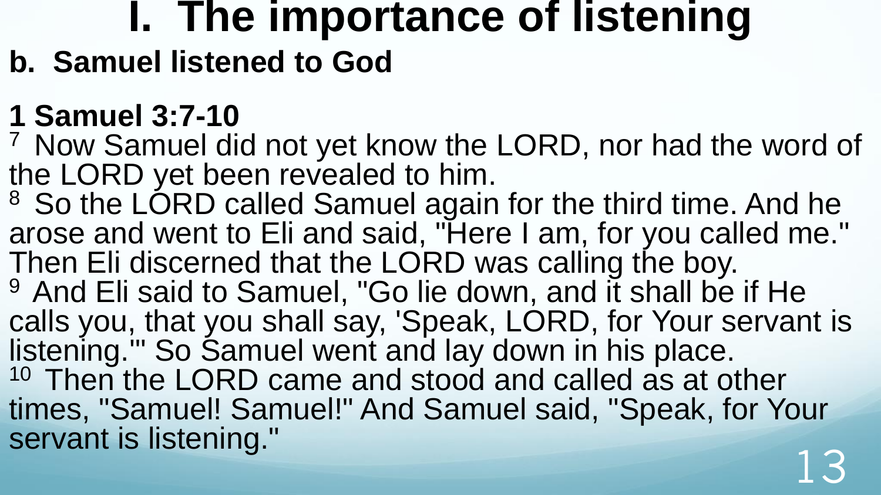# I. The importance of listening

## b. Samuel listened to God

**1 Samuel 3:7-10**

[7] Now Samuel did not yet know the LORD, nor had the word of the LORD yet been revealed to him.
[8] So the LORD called Samuel again for the third time. And he arose and went to Eli and said, "Here I am, for you called me." Then Eli discerned that the LORD was calling the boy.
[9] And Eli said to Samuel, "Go lie down, and it shall be if He calls you, that you shall say, 'Speak, LORD, for Your servant is listening.'" So Samuel went and lay down in his place.
[10] Then the LORD came and stood and called as at other times, "Samuel! Samuel!" And Samuel said, "Speak, for Your servant is listening."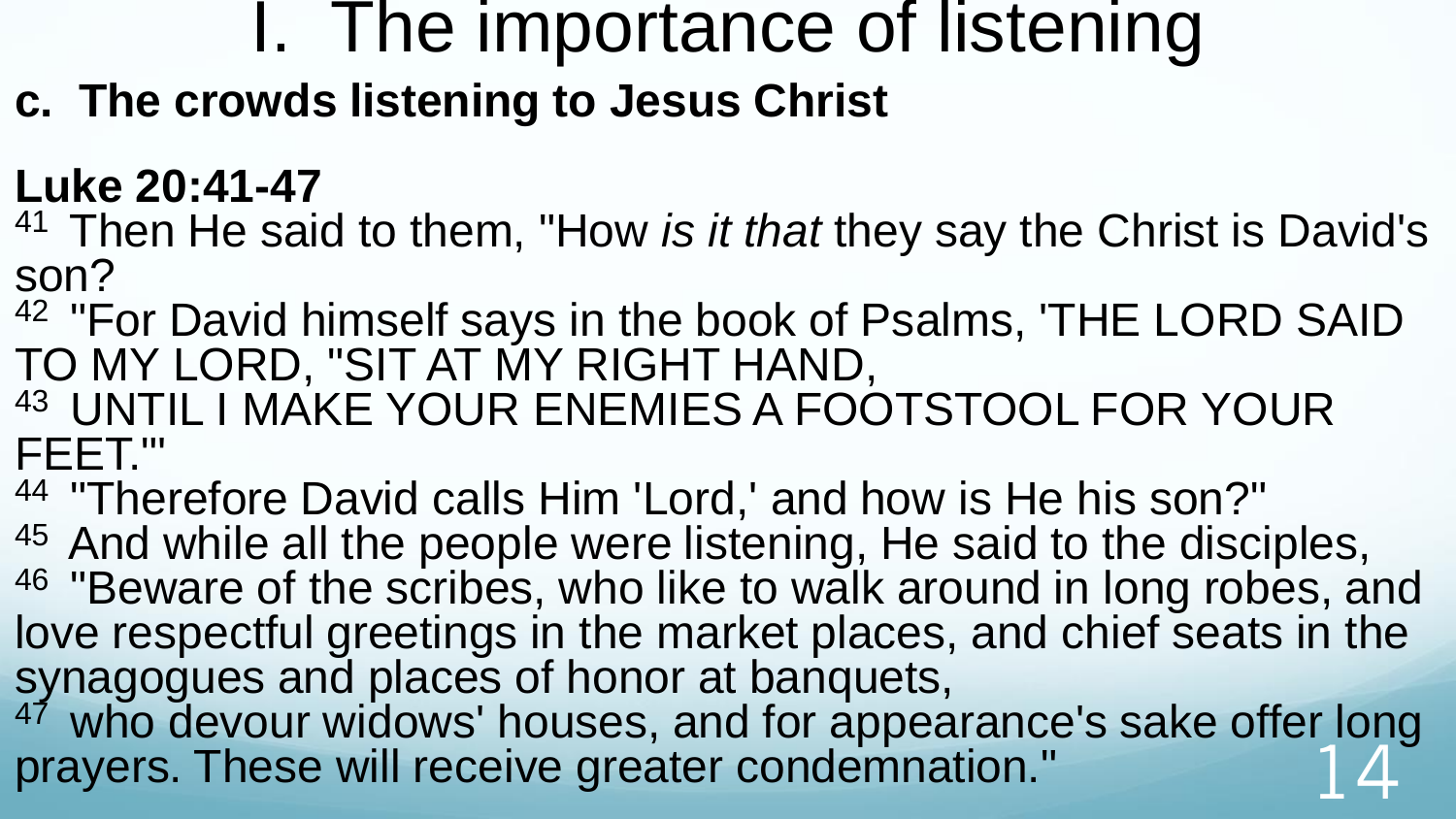# I. The importance of listening

**c. The crowds listening to Jesus Christ**

**Luke 20:41-47**

41 Then He said to them, "How *is it that* they say the Christ is David's son?

42 "For David himself says in the book of Psalms, 'THE LORD SAID TO MY LORD, "SIT AT MY RIGHT HAND,

43 UNTIL I MAKE YOUR ENEMIES A FOOTSTOOL FOR YOUR FEET."'

44 "Therefore David calls Him 'Lord,' and how is He his son?"

45 And while all the people were listening, He said to the disciples,

46 "Beware of the scribes, who like to walk around in long robes, and love respectful greetings in the market places, and chief seats in the synagogues and places of honor at banquets,

47 who devour widows' houses, and for appearance's sake offer long prayers. These will receive greater condemnation."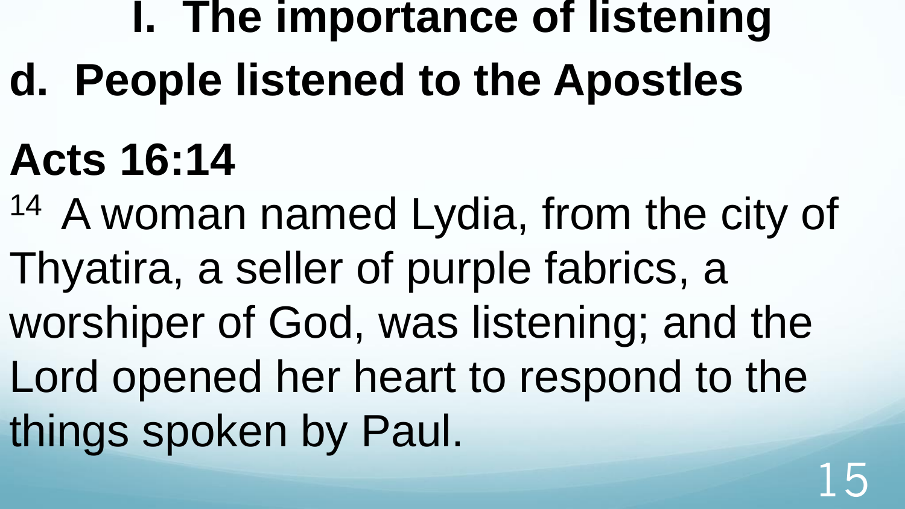# I. The importance of listening

## d. People listened to the Apostles

## Acts 16:14

[14] A woman named Lydia, from the city of Thyatira, a seller of purple fabrics, a worshiper of God, was listening; and the Lord opened her heart to respond to the things spoken by Paul.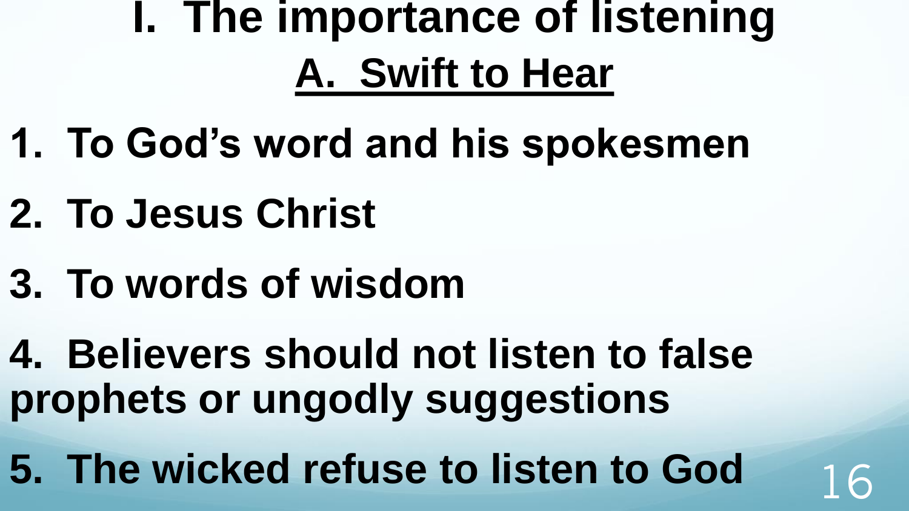# I. The importance of listening

## A. Swift to Hear

1. To God's word and his spokesmen
2. To Jesus Christ
3. To words of wisdom
4. Believers should not listen to false prophets or ungodly suggestions
5. The wicked refuse to listen to God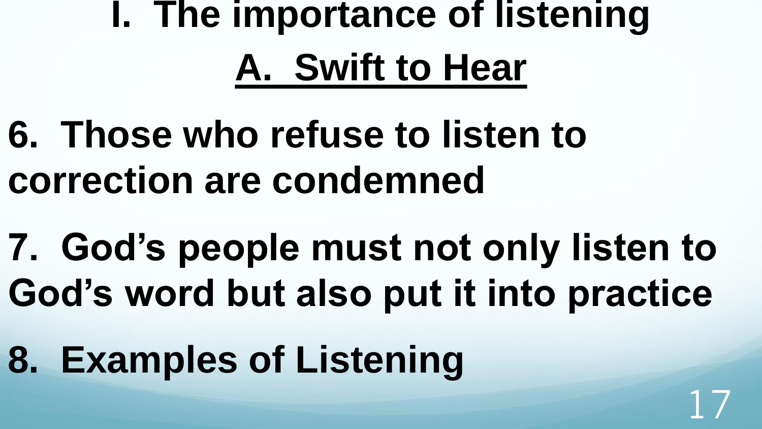# I. The importance of listening

## A. Swift to Hear

6. Those who refuse to listen to correction are condemned

7. God's people must not only listen to God's word but also put it into practice

8. Examples of Listening